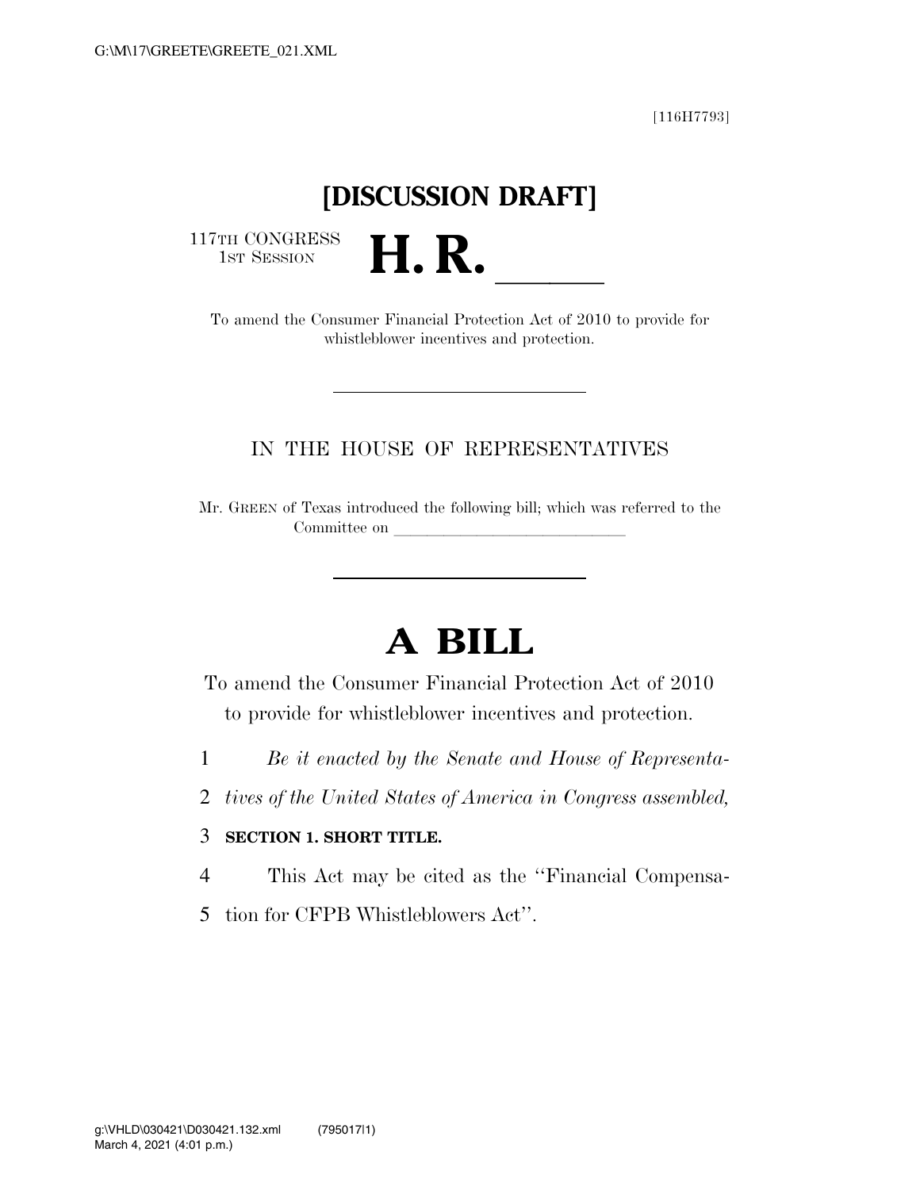[116H7793]

# [DISCUSSION DRAFT]

117TH CONGRESS
1ST SESSION

# H. R. \_\_\_\_\_\_

To amend the Consumer Financial Protection Act of 2010 to provide for whistleblower incentives and protection.

IN THE HOUSE OF REPRESENTATIVES

Mr. GREEN of Texas introduced the following bill; which was referred to the Committee on \_\_\_\_\_\_\_\_\_\_\_\_\_\_\_\_\_\_\_\_\_\_\_\_\_\_\_\_\_\_

# A BILL

To amend the Consumer Financial Protection Act of 2010 to provide for whistleblower incentives and protection.

1 *Be it enacted by the Senate and House of Representa-*
2 *tives of the United States of America in Congress assembled,*

3 **SECTION 1. SHORT TITLE.**

4 This Act may be cited as the ''Financial Compensa-
5 tion for CFPB Whistleblowers Act''.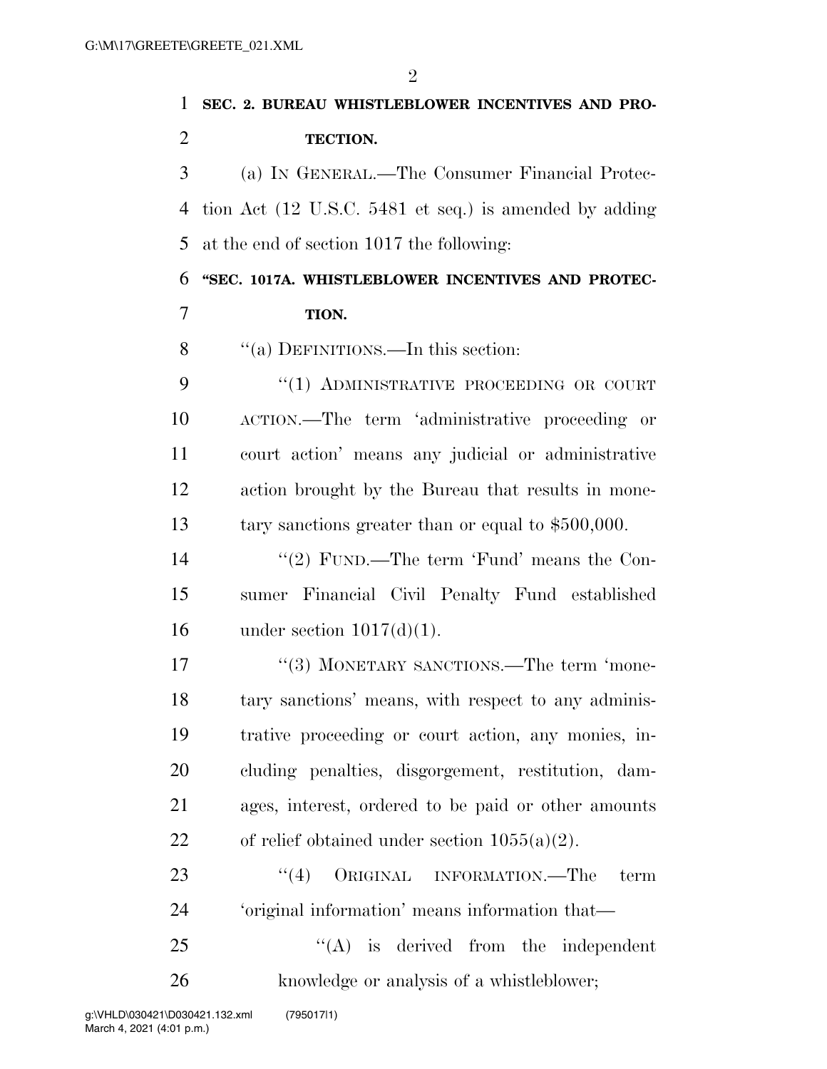**SEC. 2. BUREAU WHISTLEBLOWER INCENTIVES AND PROTECTION.**

(a) IN GENERAL.—The Consumer Financial Protection Act (12 U.S.C. 5481 et seq.) is amended by adding at the end of section 1017 the following:

**"SEC. 1017A. WHISTLEBLOWER INCENTIVES AND PROTECTION.**

"(a) DEFINITIONS.—In this section:

"(1) ADMINISTRATIVE PROCEEDING OR COURT ACTION.—The term 'administrative proceeding or court action' means any judicial or administrative action brought by the Bureau that results in monetary sanctions greater than or equal to $500,000.

"(2) FUND.—The term 'Fund' means the Consumer Financial Civil Penalty Fund established under section 1017(d)(1).

"(3) MONETARY SANCTIONS.—The term 'monetary sanctions' means, with respect to any administrative proceeding or court action, any monies, including penalties, disgorgement, restitution, damages, interest, ordered to be paid or other amounts of relief obtained under section 1055(a)(2).

"(4) ORIGINAL INFORMATION.—The term 'original information' means information that—

"(A) is derived from the independent knowledge or analysis of a whistleblower;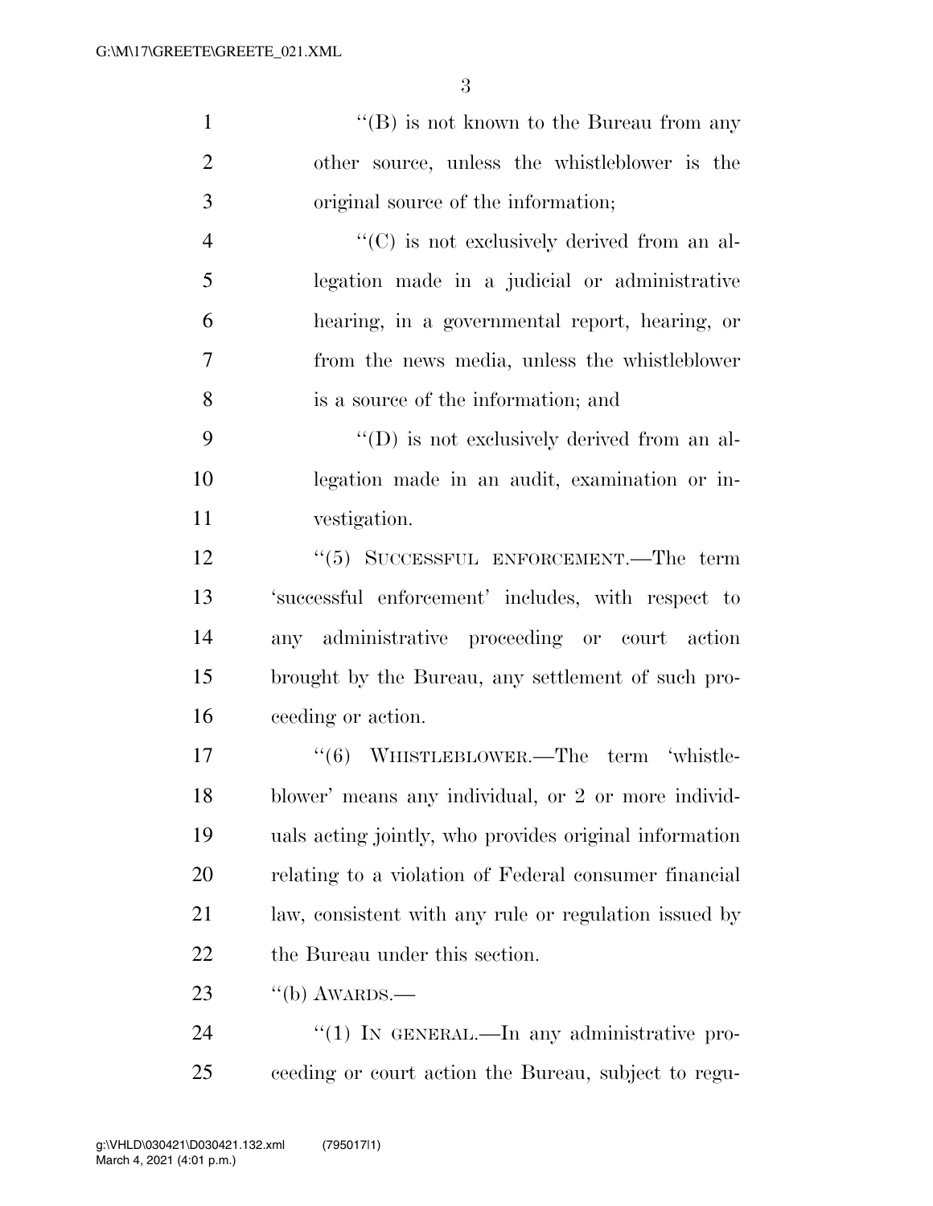"(B) is not known to the Bureau from any other source, unless the whistleblower is the original source of the information;

"(C) is not exclusively derived from an allegation made in a judicial or administrative hearing, in a governmental report, hearing, or from the news media, unless the whistleblower is a source of the information; and

"(D) is not exclusively derived from an allegation made in an audit, examination or investigation.

"(5) SUCCESSFUL ENFORCEMENT.—The term 'successful enforcement' includes, with respect to any administrative proceeding or court action brought by the Bureau, any settlement of such proceeding or action.

"(6) WHISTLEBLOWER.—The term 'whistleblower' means any individual, or 2 or more individuals acting jointly, who provides original information relating to a violation of Federal consumer financial law, consistent with any rule or regulation issued by the Bureau under this section.

"(b) AWARDS.—

"(1) IN GENERAL.—In any administrative proceeding or court action the Bureau, subject to regu-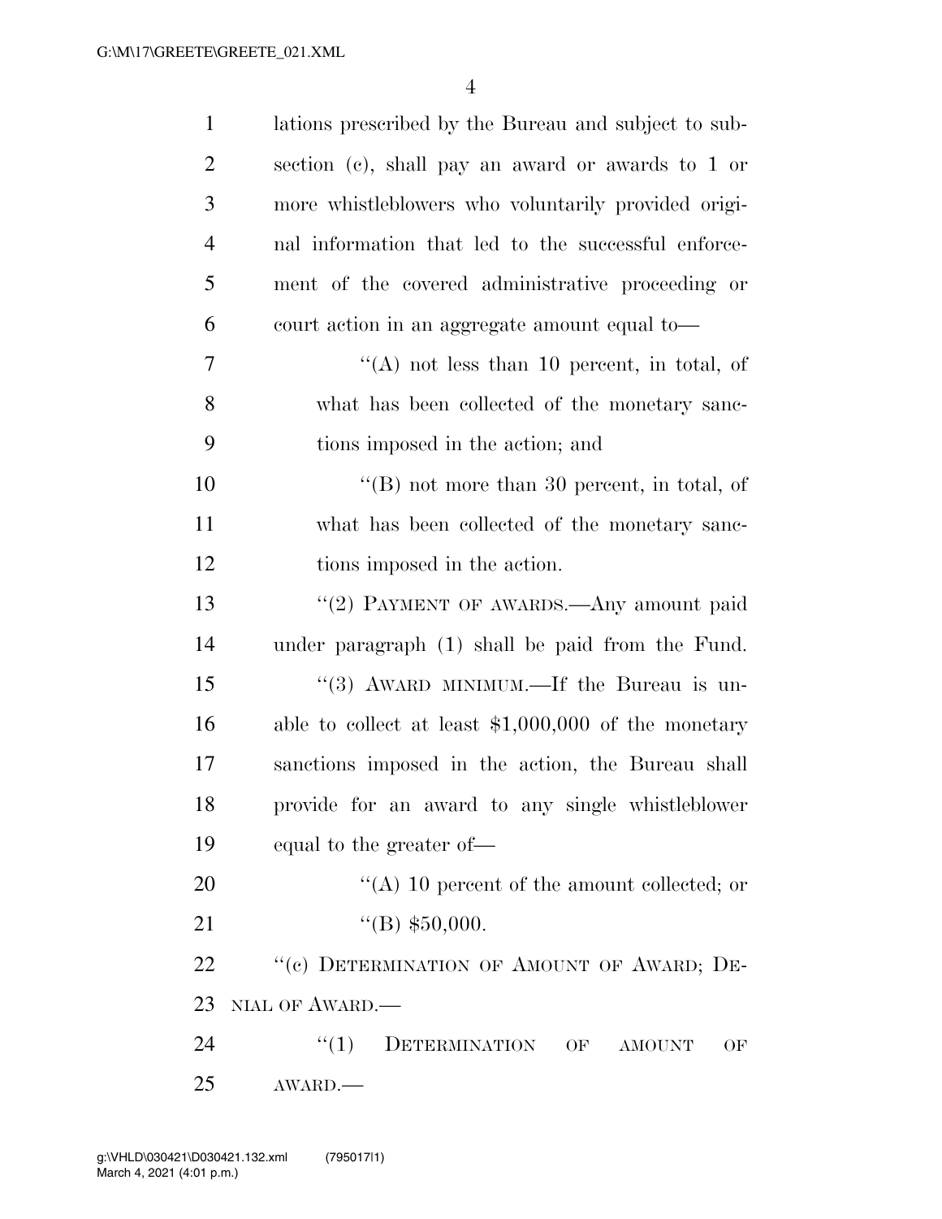lations prescribed by the Bureau and subject to subsection (c), shall pay an award or awards to 1 or more whistleblowers who voluntarily provided original information that led to the successful enforcement of the covered administrative proceeding or court action in an aggregate amount equal to—

"(A) not less than 10 percent, in total, of what has been collected of the monetary sanctions imposed in the action; and

"(B) not more than 30 percent, in total, of what has been collected of the monetary sanctions imposed in the action.

"(2) PAYMENT OF AWARDS.—Any amount paid under paragraph (1) shall be paid from the Fund.

"(3) AWARD MINIMUM.—If the Bureau is unable to collect at least $1,000,000 of the monetary sanctions imposed in the action, the Bureau shall provide for an award to any single whistleblower equal to the greater of—

"(A) 10 percent of the amount collected; or

"(B) $50,000.

"(c) DETERMINATION OF AMOUNT OF AWARD; DENIAL OF AWARD.—

"(1) DETERMINATION OF AMOUNT OF AWARD.—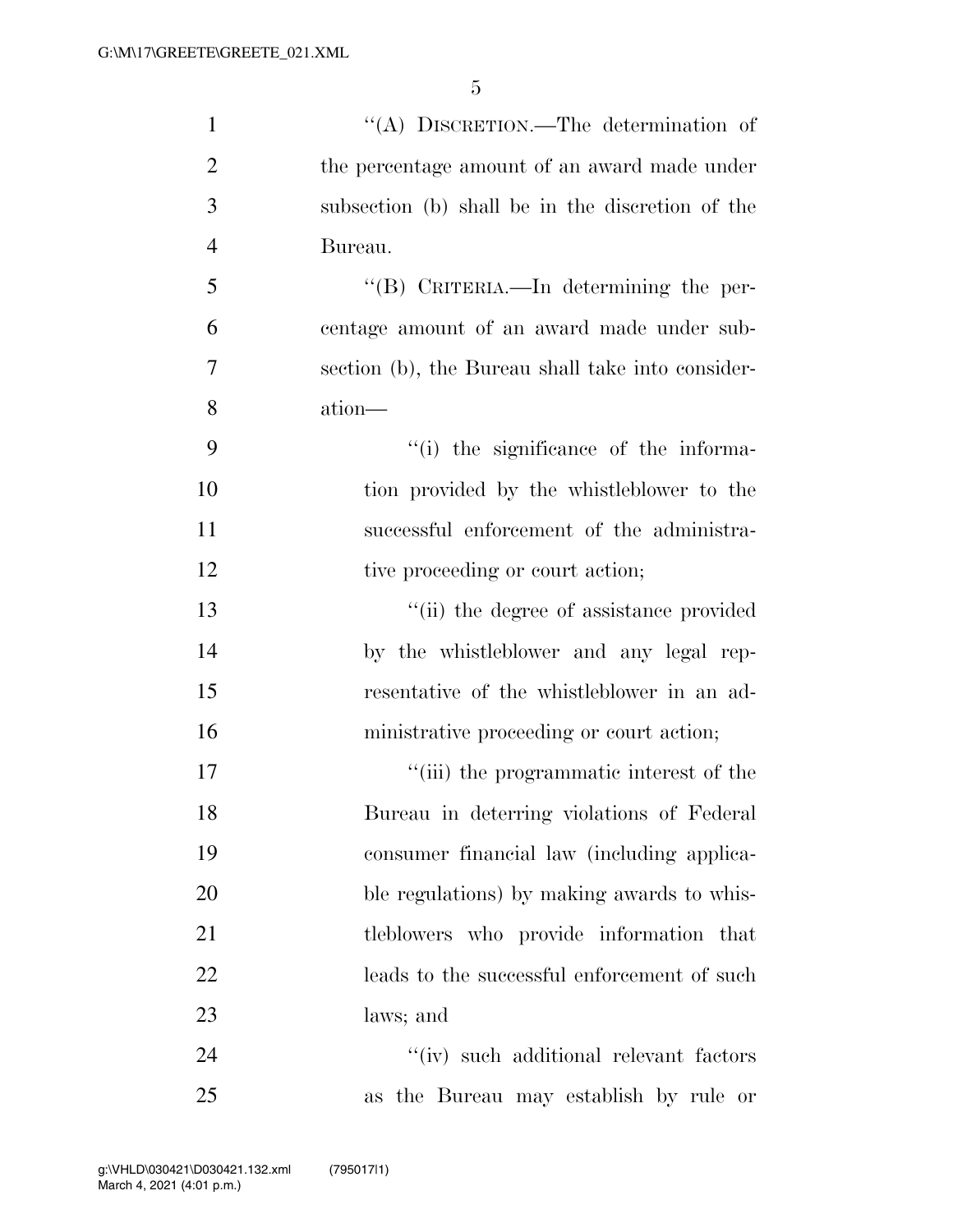"(A) DISCRETION.—The determination of the percentage amount of an award made under subsection (b) shall be in the discretion of the Bureau.

"(B) CRITERIA.—In determining the percentage amount of an award made under subsection (b), the Bureau shall take into consideration—

"(i) the significance of the information provided by the whistleblower to the successful enforcement of the administrative proceeding or court action;

"(ii) the degree of assistance provided by the whistleblower and any legal representative of the whistleblower in an administrative proceeding or court action;

"(iii) the programmatic interest of the Bureau in deterring violations of Federal consumer financial law (including applicable regulations) by making awards to whistleblowers who provide information that leads to the successful enforcement of such laws; and

"(iv) such additional relevant factors as the Bureau may establish by rule or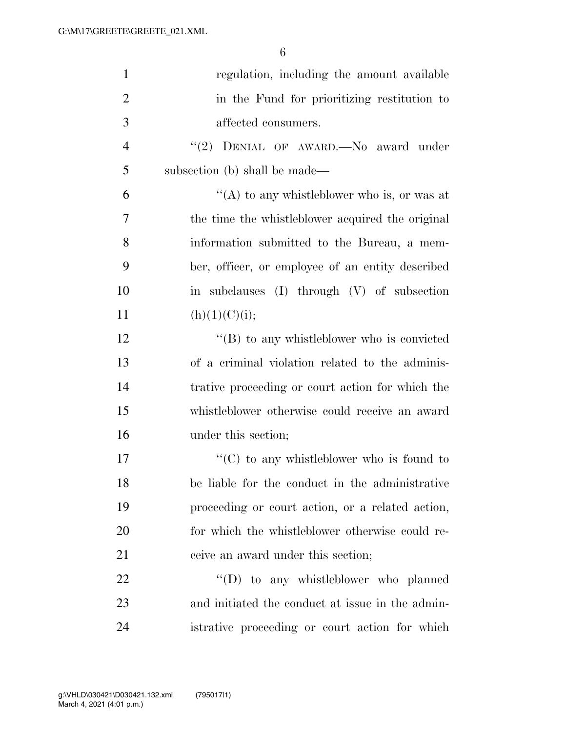regulation, including the amount available in the Fund for prioritizing restitution to affected consumers.

"(2) DENIAL OF AWARD.—No award under subsection (b) shall be made—

"(A) to any whistleblower who is, or was at the time the whistleblower acquired the original information submitted to the Bureau, a member, officer, or employee of an entity described in subclauses (I) through (V) of subsection (h)(1)(C)(i);

"(B) to any whistleblower who is convicted of a criminal violation related to the administrative proceeding or court action for which the whistleblower otherwise could receive an award under this section;

"(C) to any whistleblower who is found to be liable for the conduct in the administrative proceeding or court action, or a related action, for which the whistleblower otherwise could receive an award under this section;

"(D) to any whistleblower who planned and initiated the conduct at issue in the administrative proceeding or court action for which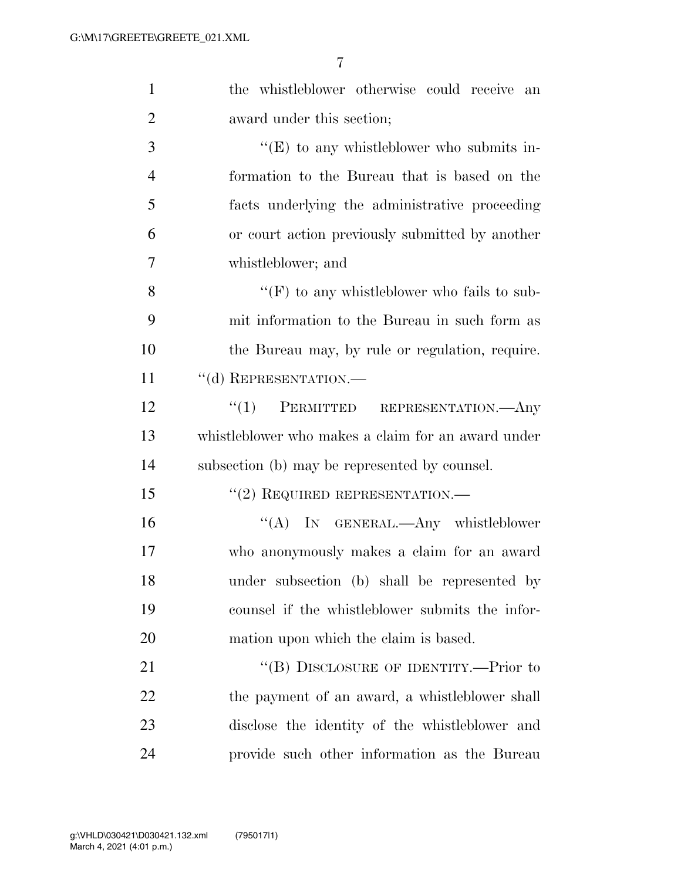the whistleblower otherwise could receive an award under this section;

"(E) to any whistleblower who submits information to the Bureau that is based on the facts underlying the administrative proceeding or court action previously submitted by another whistleblower; and

"(F) to any whistleblower who fails to submit information to the Bureau in such form as the Bureau may, by rule or regulation, require.

"(d) REPRESENTATION.—

"(1) PERMITTED REPRESENTATION.—Any whistleblower who makes a claim for an award under subsection (b) may be represented by counsel.

"(2) REQUIRED REPRESENTATION.—

"(A) IN GENERAL.—Any whistleblower who anonymously makes a claim for an award under subsection (b) shall be represented by counsel if the whistleblower submits the information upon which the claim is based.

"(B) DISCLOSURE OF IDENTITY.—Prior to the payment of an award, a whistleblower shall disclose the identity of the whistleblower and provide such other information as the Bureau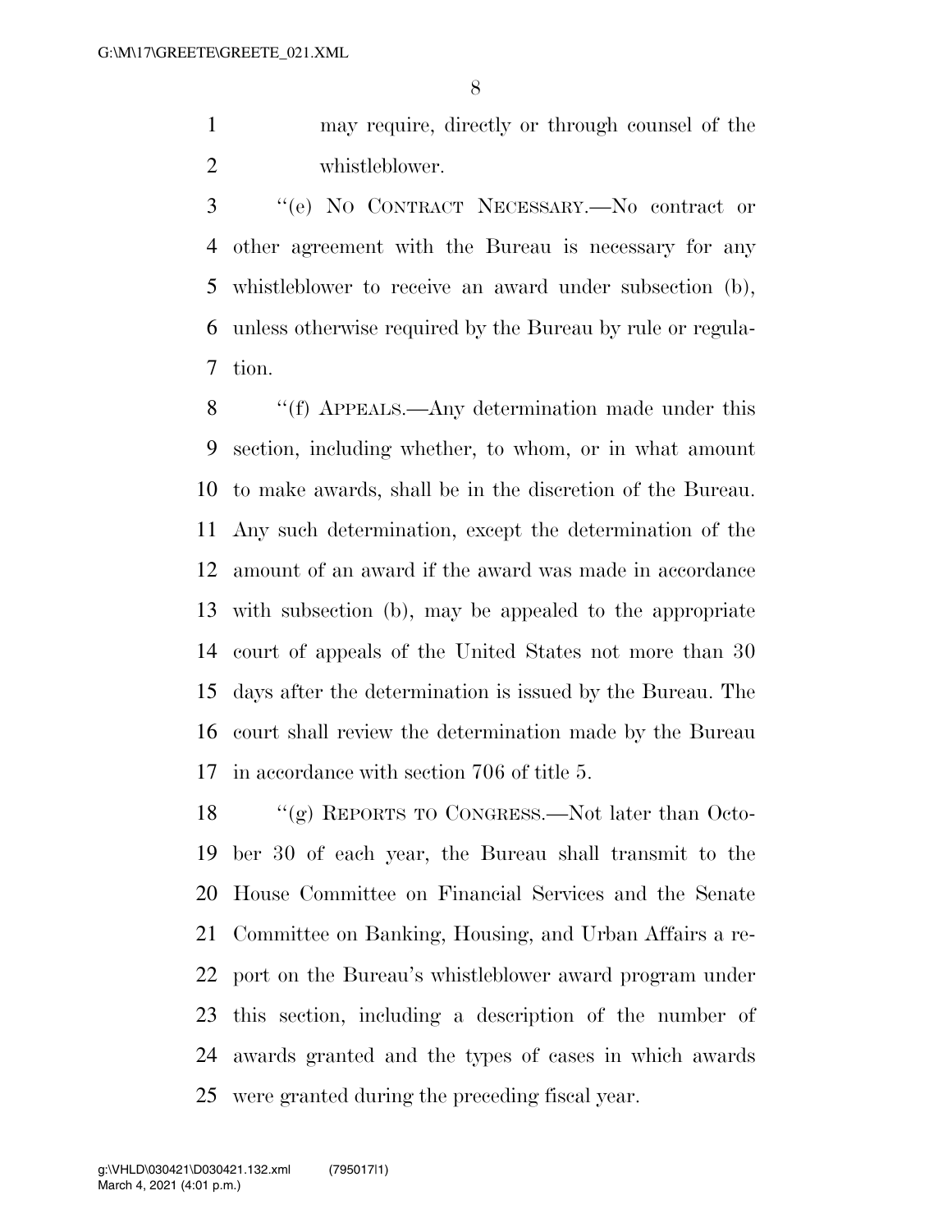may require, directly or through counsel of the whistleblower.

"(e) NO CONTRACT NECESSARY.—No contract or other agreement with the Bureau is necessary for any whistleblower to receive an award under subsection (b), unless otherwise required by the Bureau by rule or regulation.

"(f) APPEALS.—Any determination made under this section, including whether, to whom, or in what amount to make awards, shall be in the discretion of the Bureau. Any such determination, except the determination of the amount of an award if the award was made in accordance with subsection (b), may be appealed to the appropriate court of appeals of the United States not more than 30 days after the determination is issued by the Bureau. The court shall review the determination made by the Bureau in accordance with section 706 of title 5.

"(g) REPORTS TO CONGRESS.—Not later than October 30 of each year, the Bureau shall transmit to the House Committee on Financial Services and the Senate Committee on Banking, Housing, and Urban Affairs a report on the Bureau's whistleblower award program under this section, including a description of the number of awards granted and the types of cases in which awards were granted during the preceding fiscal year.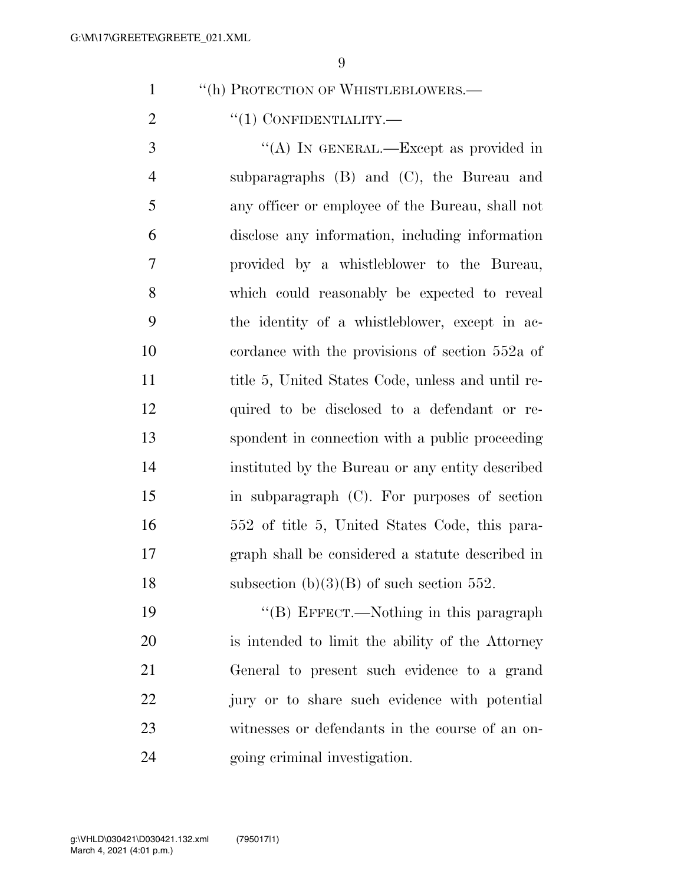"(h) PROTECTION OF WHISTLEBLOWERS.—

"(1) CONFIDENTIALITY.—

"(A) IN GENERAL.—Except as provided in subparagraphs (B) and (C), the Bureau and any officer or employee of the Bureau, shall not disclose any information, including information provided by a whistleblower to the Bureau, which could reasonably be expected to reveal the identity of a whistleblower, except in accordance with the provisions of section 552a of title 5, United States Code, unless and until required to be disclosed to a defendant or respondent in connection with a public proceeding instituted by the Bureau or any entity described in subparagraph (C). For purposes of section 552 of title 5, United States Code, this paragraph shall be considered a statute described in subsection (b)(3)(B) of such section 552.

"(B) EFFECT.—Nothing in this paragraph is intended to limit the ability of the Attorney General to present such evidence to a grand jury or to share such evidence with potential witnesses or defendants in the course of an ongoing criminal investigation.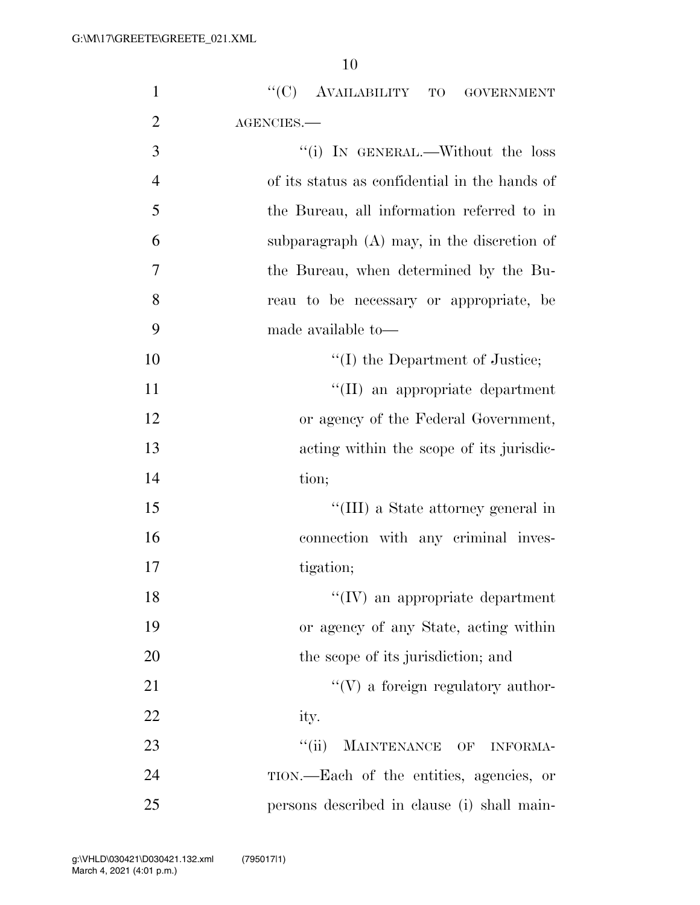"(C) AVAILABILITY TO GOVERNMENT AGENCIES.—

"(i) IN GENERAL.—Without the loss of its status as confidential in the hands of the Bureau, all information referred to in subparagraph (A) may, in the discretion of the Bureau, when determined by the Bureau to be necessary or appropriate, be made available to—

"(I) the Department of Justice;

"(II) an appropriate department or agency of the Federal Government, acting within the scope of its jurisdiction;

"(III) a State attorney general in connection with any criminal investigation;

"(IV) an appropriate department or agency of any State, acting within the scope of its jurisdiction; and

"(V) a foreign regulatory authority.

"(ii) MAINTENANCE OF INFORMATION.—Each of the entities, agencies, or persons described in clause (i) shall main-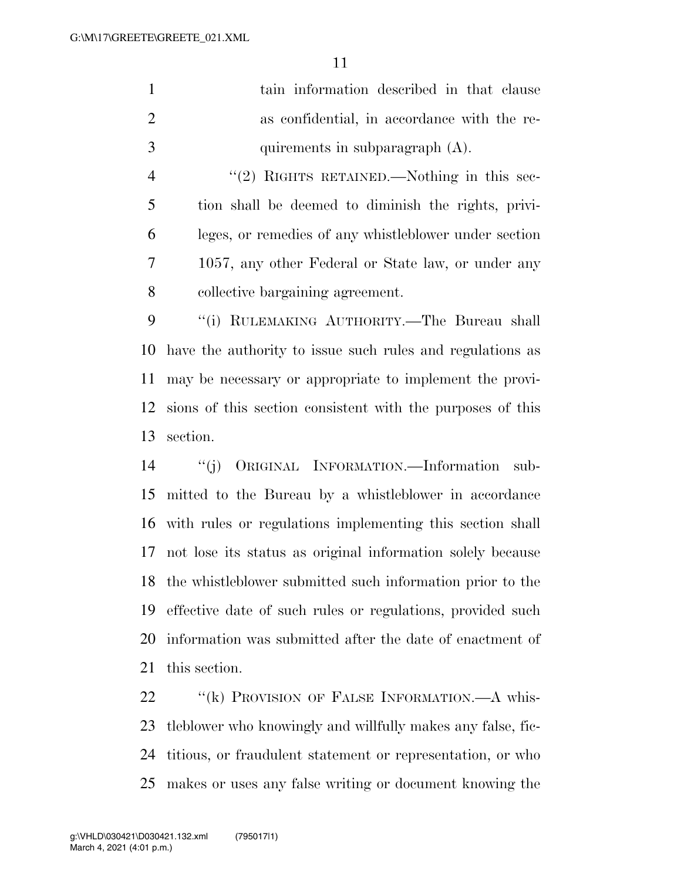tain information described in that clause as confidential, in accordance with the requirements in subparagraph (A).

"(2) RIGHTS RETAINED.—Nothing in this section shall be deemed to diminish the rights, privileges, or remedies of any whistleblower under section 1057, any other Federal or State law, or under any collective bargaining agreement.

"(i) RULEMAKING AUTHORITY.—The Bureau shall have the authority to issue such rules and regulations as may be necessary or appropriate to implement the provisions of this section consistent with the purposes of this section.

"(j) ORIGINAL INFORMATION.—Information submitted to the Bureau by a whistleblower in accordance with rules or regulations implementing this section shall not lose its status as original information solely because the whistleblower submitted such information prior to the effective date of such rules or regulations, provided such information was submitted after the date of enactment of this section.

"(k) PROVISION OF FALSE INFORMATION.—A whistleblower who knowingly and willfully makes any false, fictitious, or fraudulent statement or representation, or who makes or uses any false writing or document knowing the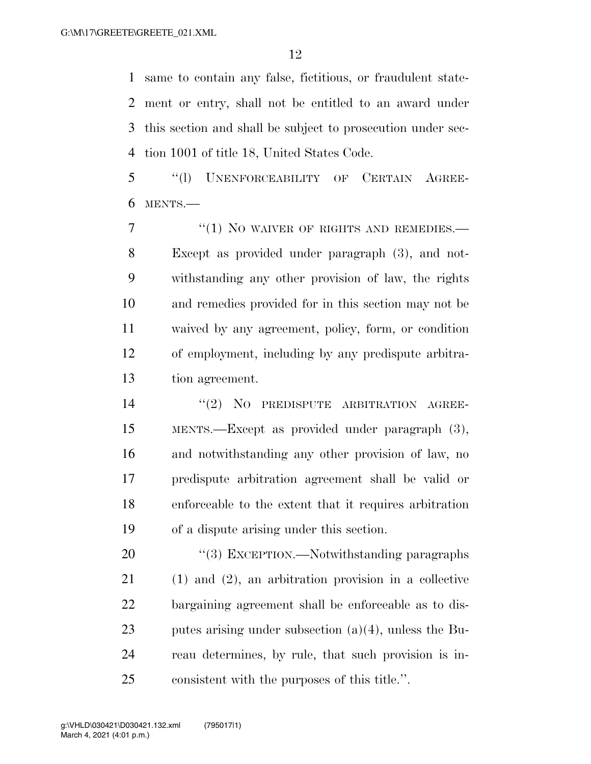same to contain any false, fictitious, or fraudulent statement or entry, shall not be entitled to an award under this section and shall be subject to prosecution under section 1001 of title 18, United States Code.

“(l) UNENFORCEABILITY OF CERTAIN AGREEMENTS.—

“(1) NO WAIVER OF RIGHTS AND REMEDIES.—Except as provided under paragraph (3), and notwithstanding any other provision of law, the rights and remedies provided for in this section may not be waived by any agreement, policy, form, or condition of employment, including by any predispute arbitration agreement.

“(2) NO PREDISPUTE ARBITRATION AGREEMENTS.—Except as provided under paragraph (3), and notwithstanding any other provision of law, no predispute arbitration agreement shall be valid or enforceable to the extent that it requires arbitration of a dispute arising under this section.

“(3) EXCEPTION.—Notwithstanding paragraphs (1) and (2), an arbitration provision in a collective bargaining agreement shall be enforceable as to disputes arising under subsection (a)(4), unless the Bureau determines, by rule, that such provision is inconsistent with the purposes of this title.”.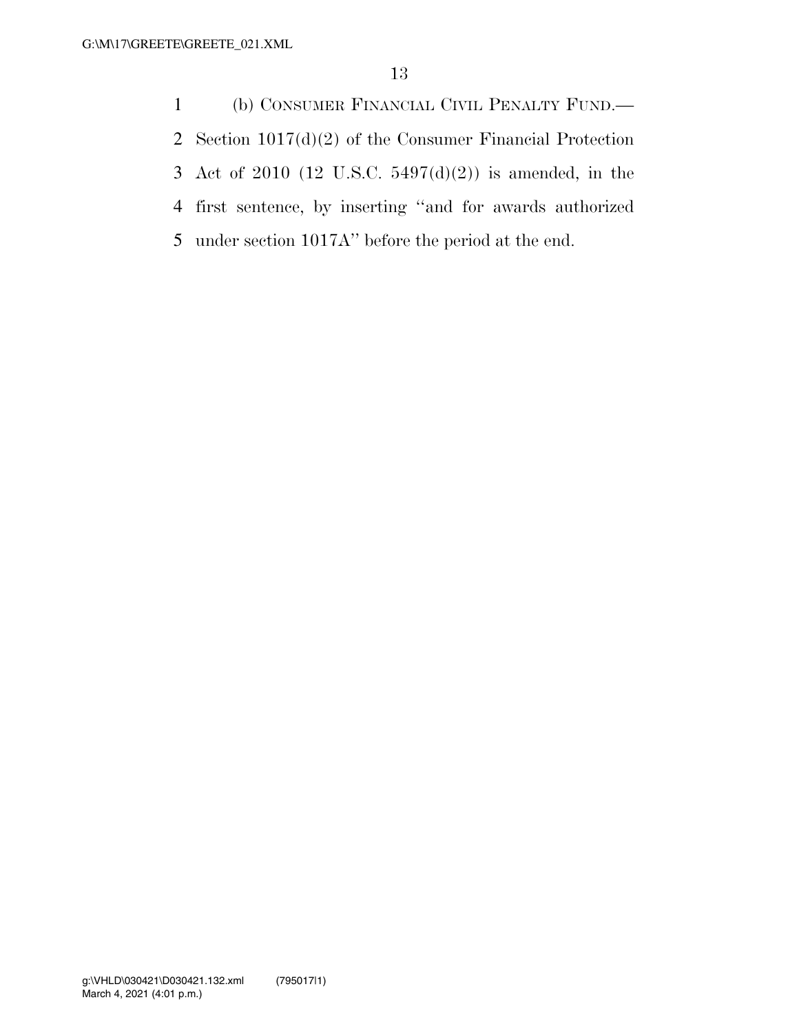(b) CONSUMER FINANCIAL CIVIL PENALTY FUND.—Section 1017(d)(2) of the Consumer Financial Protection Act of 2010 (12 U.S.C. 5497(d)(2)) is amended, in the first sentence, by inserting "and for awards authorized under section 1017A" before the period at the end.